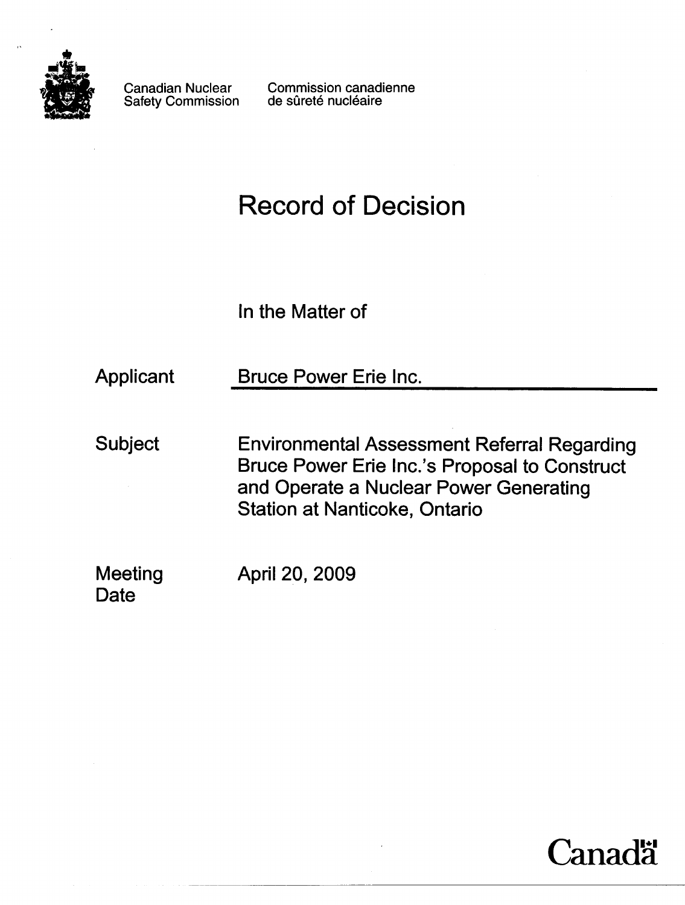Canadian Nuclear Safety Commission

Commission canadienne de sûreté nucléaire

# Record of Decision

In the Matter of

| | |
|---|---|
| Applicant | Bruce Power Erie Inc. |
| Subject | Environmental Assessment Referral Regarding Bruce Power Erie Inc.'s Proposal to Construct and Operate a Nuclear Power Generating Station at Nanticoke, Ontario |
| Meeting Date | April 20, 2009 |

Canada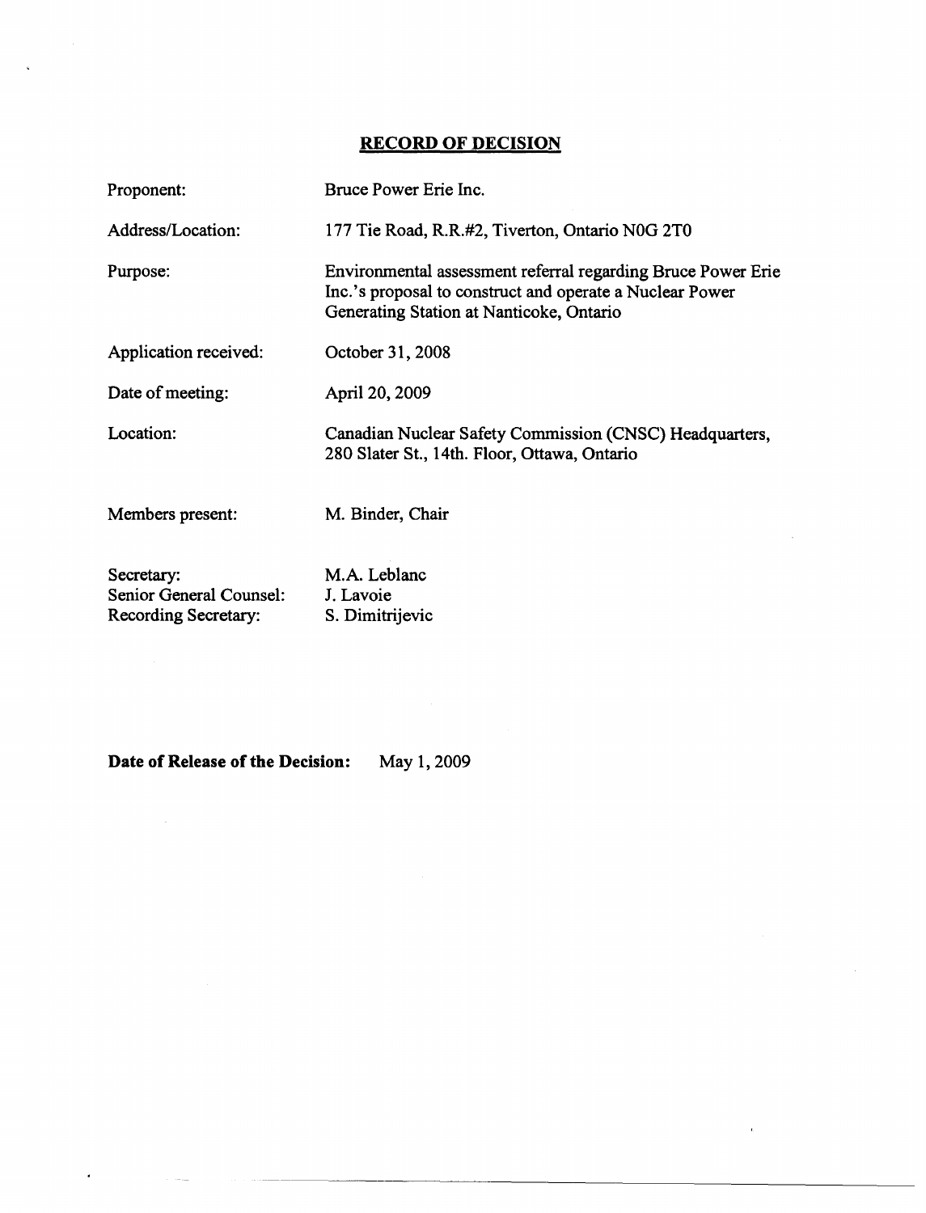## RECORD OF DECISION

| | |
|---|---|
| Proponent: | Bruce Power Erie Inc. |
| Address/Location: | 177 Tie Road, R.R.#2, Tiverton, Ontario N0G 2T0 |
| Purpose: | Environmental assessment referral regarding Bruce Power Erie Inc.'s proposal to construct and operate a Nuclear Power Generating Station at Nanticoke, Ontario |
| Application received: | October 31, 2008 |
| Date of meeting: | April 20, 2009 |
| Location: | Canadian Nuclear Safety Commission (CNSC) Headquarters, 280 Slater St., 14th. Floor, Ottawa, Ontario |
| Members present: | M. Binder, Chair |
| Secretary: | M.A. Leblanc |
| Senior General Counsel: | J. Lavoie |
| Recording Secretary: | S. Dimitrijevic |

**Date of Release of the Decision:** May 1, 2009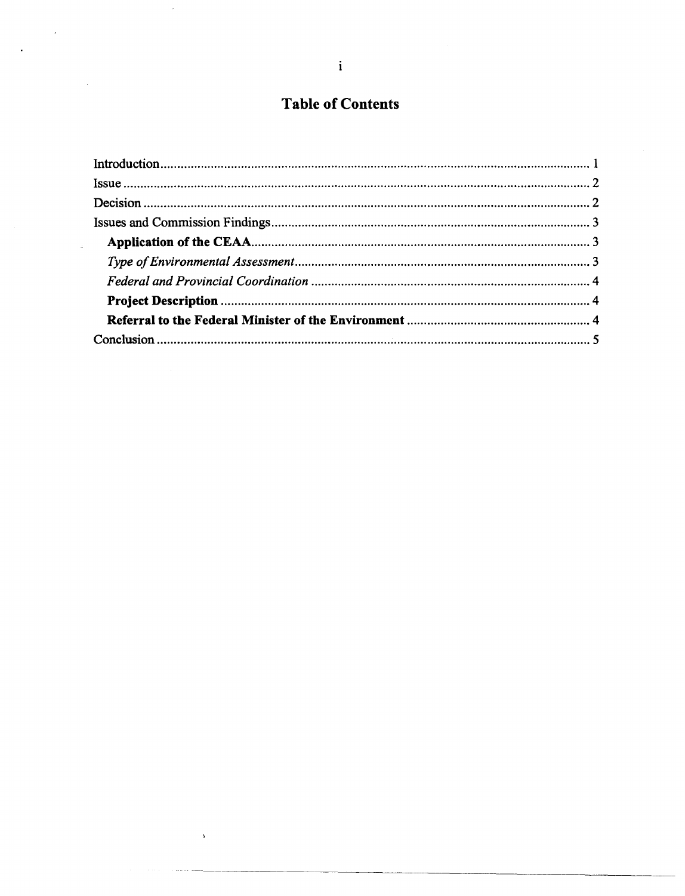# Table of Contents

Introduction ........................................................................................................................ 1
Issue .................................................................................................................................. 2
Decision ............................................................................................................................ 2
Issues and Commission Findings ..................................................................................... 3
**Application of the CEAA** ........................................................................................... 3
*Type of Environmental Assessment* ............................................................................. 3
*Federal and Provincial Coordination* ........................................................................... 4
**Project Description** ..................................................................................................... 4
**Referral to the Federal Minister of the Environment** ................................................ 4
Conclusion ......................................................................................................................... 5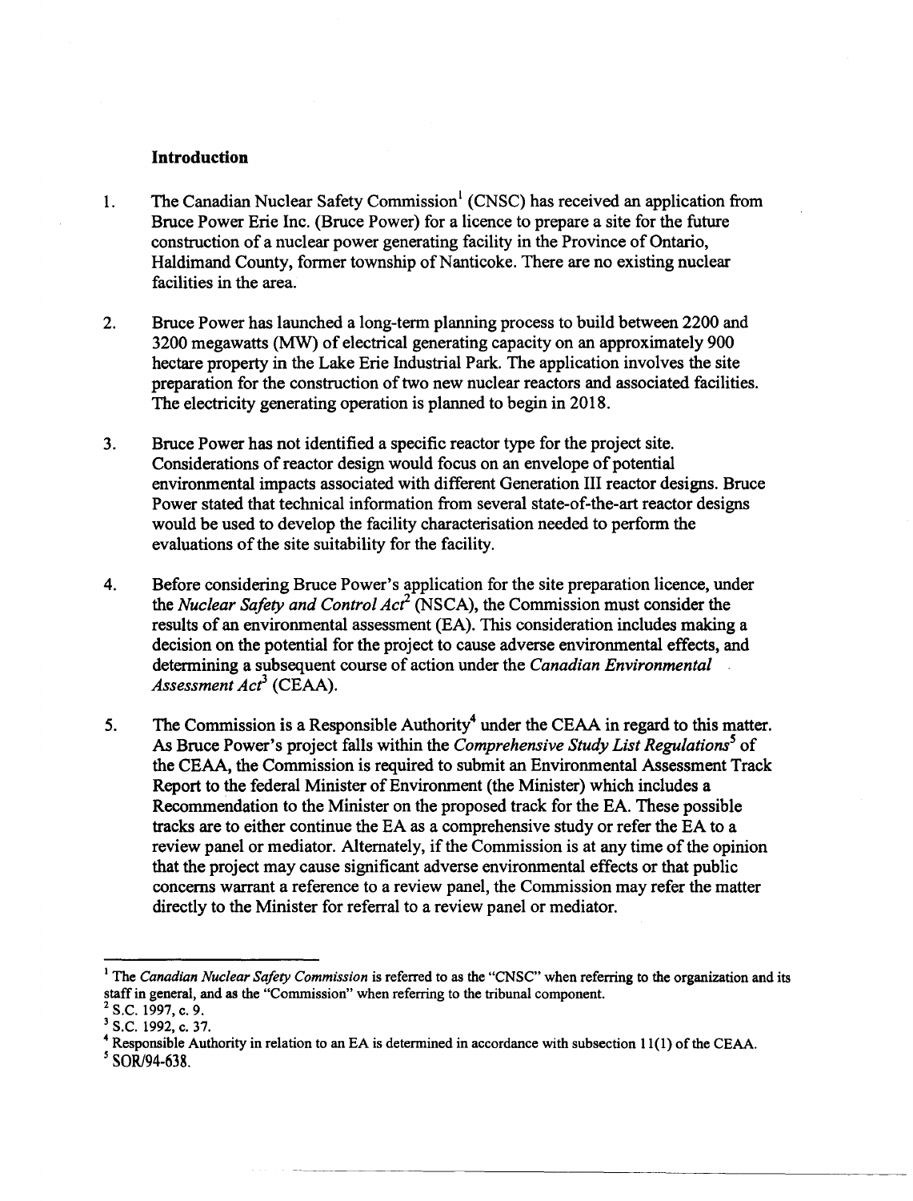## Introduction

1. The Canadian Nuclear Safety Commission[1] (CNSC) has received an application from Bruce Power Erie Inc. (Bruce Power) for a licence to prepare a site for the future construction of a nuclear power generating facility in the Province of Ontario, Haldimand County, former township of Nanticoke. There are no existing nuclear facilities in the area.

2. Bruce Power has launched a long-term planning process to build between 2200 and 3200 megawatts (MW) of electrical generating capacity on an approximately 900 hectare property in the Lake Erie Industrial Park. The application involves the site preparation for the construction of two new nuclear reactors and associated facilities. The electricity generating operation is planned to begin in 2018.

3. Bruce Power has not identified a specific reactor type for the project site. Considerations of reactor design would focus on an envelope of potential environmental impacts associated with different Generation III reactor designs. Bruce Power stated that technical information from several state-of-the-art reactor designs would be used to develop the facility characterisation needed to perform the evaluations of the site suitability for the facility.

4. Before considering Bruce Power's application for the site preparation licence, under the *Nuclear Safety and Control Act*[2] (NSCA), the Commission must consider the results of an environmental assessment (EA). This consideration includes making a decision on the potential for the project to cause adverse environmental effects, and determining a subsequent course of action under the *Canadian Environmental Assessment Act*[3] (CEAA).

5. The Commission is a Responsible Authority[4] under the CEAA in regard to this matter. As Bruce Power's project falls within the *Comprehensive Study List Regulations*[5] of the CEAA, the Commission is required to submit an Environmental Assessment Track Report to the federal Minister of Environment (the Minister) which includes a Recommendation to the Minister on the proposed track for the EA. These possible tracks are to either continue the EA as a comprehensive study or refer the EA to a review panel or mediator. Alternately, if the Commission is at any time of the opinion that the project may cause significant adverse environmental effects or that public concerns warrant a reference to a review panel, the Commission may refer the matter directly to the Minister for referral to a review panel or mediator.

---

[1] The *Canadian Nuclear Safety Commission* is referred to as the "CNSC" when referring to the organization and its staff in general, and as the "Commission" when referring to the tribunal component.

[2] S.C. 1997, c. 9.

[3] S.C. 1992, c. 37.

[4] Responsible Authority in relation to an EA is determined in accordance with subsection 11(1) of the CEAA.

[5] SOR/94-638.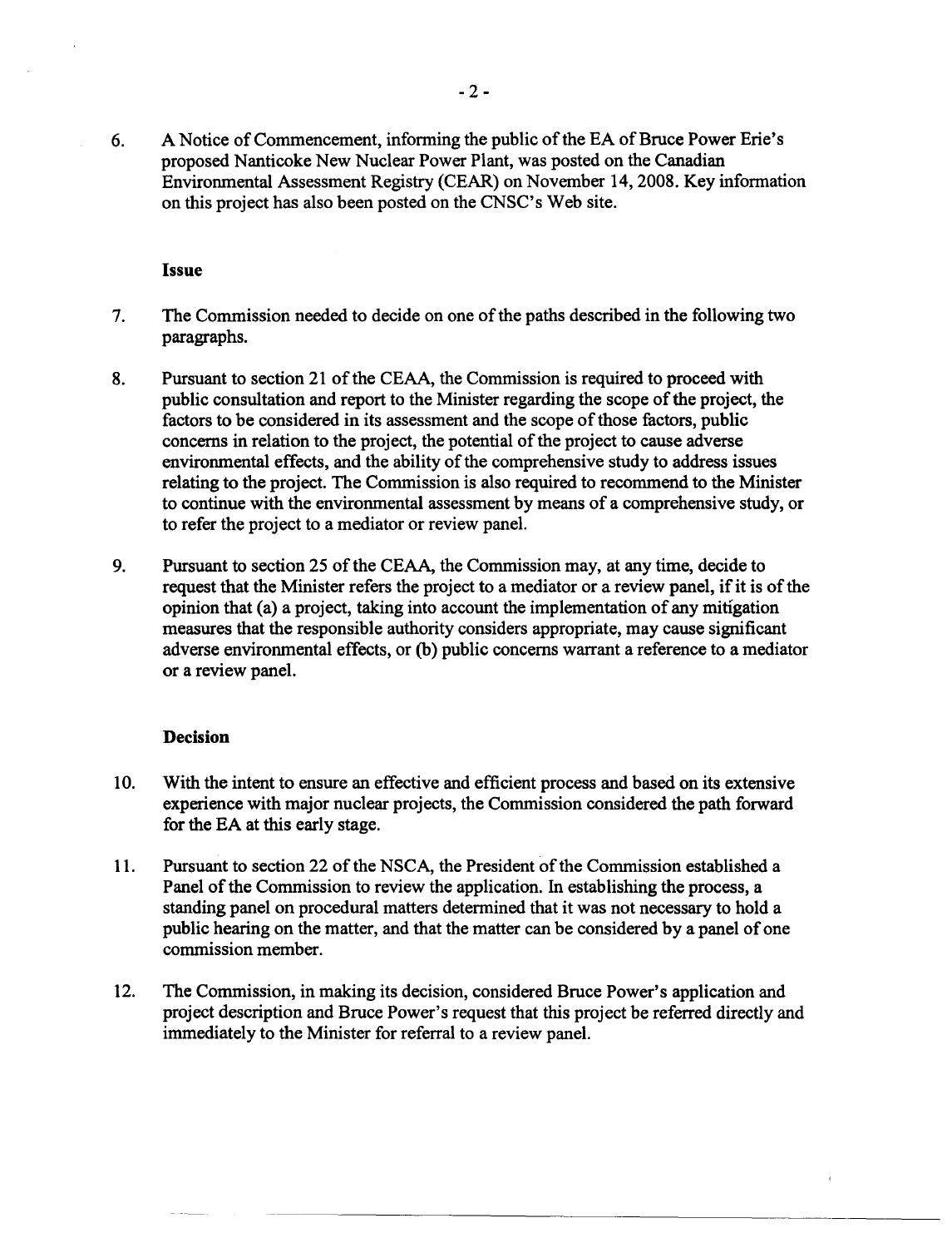6. A Notice of Commencement, informing the public of the EA of Bruce Power Erie's proposed Nanticoke New Nuclear Power Plant, was posted on the Canadian Environmental Assessment Registry (CEAR) on November 14, 2008. Key information on this project has also been posted on the CNSC's Web site.

**Issue**

7. The Commission needed to decide on one of the paths described in the following two paragraphs.

8. Pursuant to section 21 of the CEAA, the Commission is required to proceed with public consultation and report to the Minister regarding the scope of the project, the factors to be considered in its assessment and the scope of those factors, public concerns in relation to the project, the potential of the project to cause adverse environmental effects, and the ability of the comprehensive study to address issues relating to the project. The Commission is also required to recommend to the Minister to continue with the environmental assessment by means of a comprehensive study, or to refer the project to a mediator or review panel.

9. Pursuant to section 25 of the CEAA, the Commission may, at any time, decide to request that the Minister refers the project to a mediator or a review panel, if it is of the opinion that (a) a project, taking into account the implementation of any mitigation measures that the responsible authority considers appropriate, may cause significant adverse environmental effects, or (b) public concerns warrant a reference to a mediator or a review panel.

**Decision**

10. With the intent to ensure an effective and efficient process and based on its extensive experience with major nuclear projects, the Commission considered the path forward for the EA at this early stage.

11. Pursuant to section 22 of the NSCA, the President of the Commission established a Panel of the Commission to review the application. In establishing the process, a standing panel on procedural matters determined that it was not necessary to hold a public hearing on the matter, and that the matter can be considered by a panel of one commission member.

12. The Commission, in making its decision, considered Bruce Power's application and project description and Bruce Power's request that this project be referred directly and immediately to the Minister for referral to a review panel.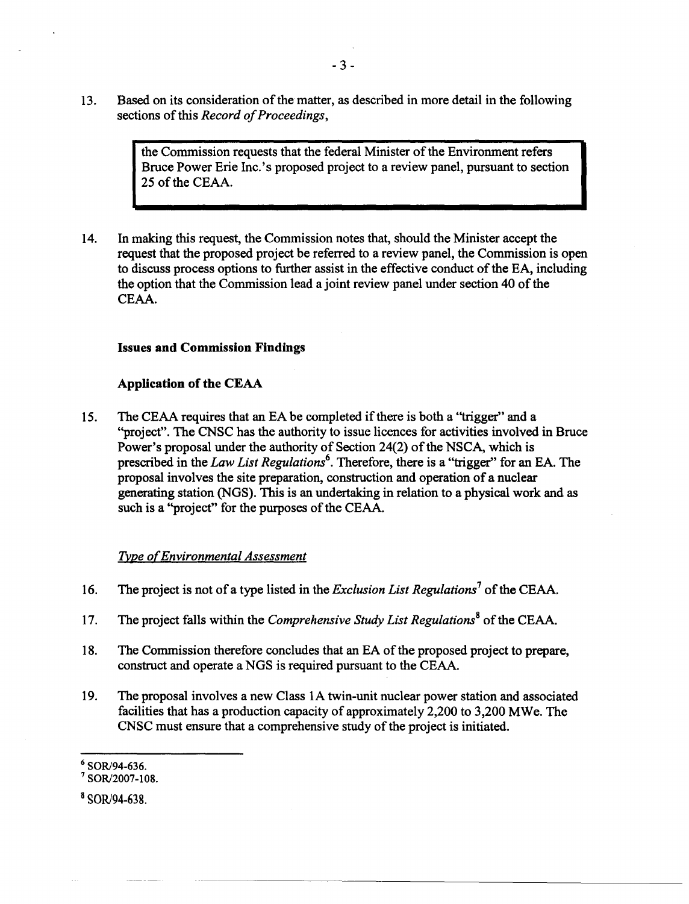13. Based on its consideration of the matter, as described in more detail in the following sections of this *Record of Proceedings*,

> the Commission requests that the federal Minister of the Environment refers Bruce Power Erie Inc.'s proposed project to a review panel, pursuant to section 25 of the CEAA.

14. In making this request, the Commission notes that, should the Minister accept the request that the proposed project be referred to a review panel, the Commission is open to discuss process options to further assist in the effective conduct of the EA, including the option that the Commission lead a joint review panel under section 40 of the CEAA.

### Issues and Commission Findings

### Application of the CEAA

15. The CEAA requires that an EA be completed if there is both a "trigger" and a "project". The CNSC has the authority to issue licences for activities involved in Bruce Power's proposal under the authority of Section 24(2) of the NSCA, which is prescribed in the *Law List Regulations*[6]. Therefore, there is a "trigger" for an EA. The proposal involves the site preparation, construction and operation of a nuclear generating station (NGS). This is an undertaking in relation to a physical work and as such is a "project" for the purposes of the CEAA.

#### *Type of Environmental Assessment*

16. The project is not of a type listed in the *Exclusion List Regulations*[7] of the CEAA.

17. The project falls within the *Comprehensive Study List Regulations*[8] of the CEAA.

18. The Commission therefore concludes that an EA of the proposed project to prepare, construct and operate a NGS is required pursuant to the CEAA.

19. The proposal involves a new Class 1A twin-unit nuclear power station and associated facilities that has a production capacity of approximately 2,200 to 3,200 MWe. The CNSC must ensure that a comprehensive study of the project is initiated.

---

[6] SOR/94-636.

[7] SOR/2007-108.

[8] SOR/94-638.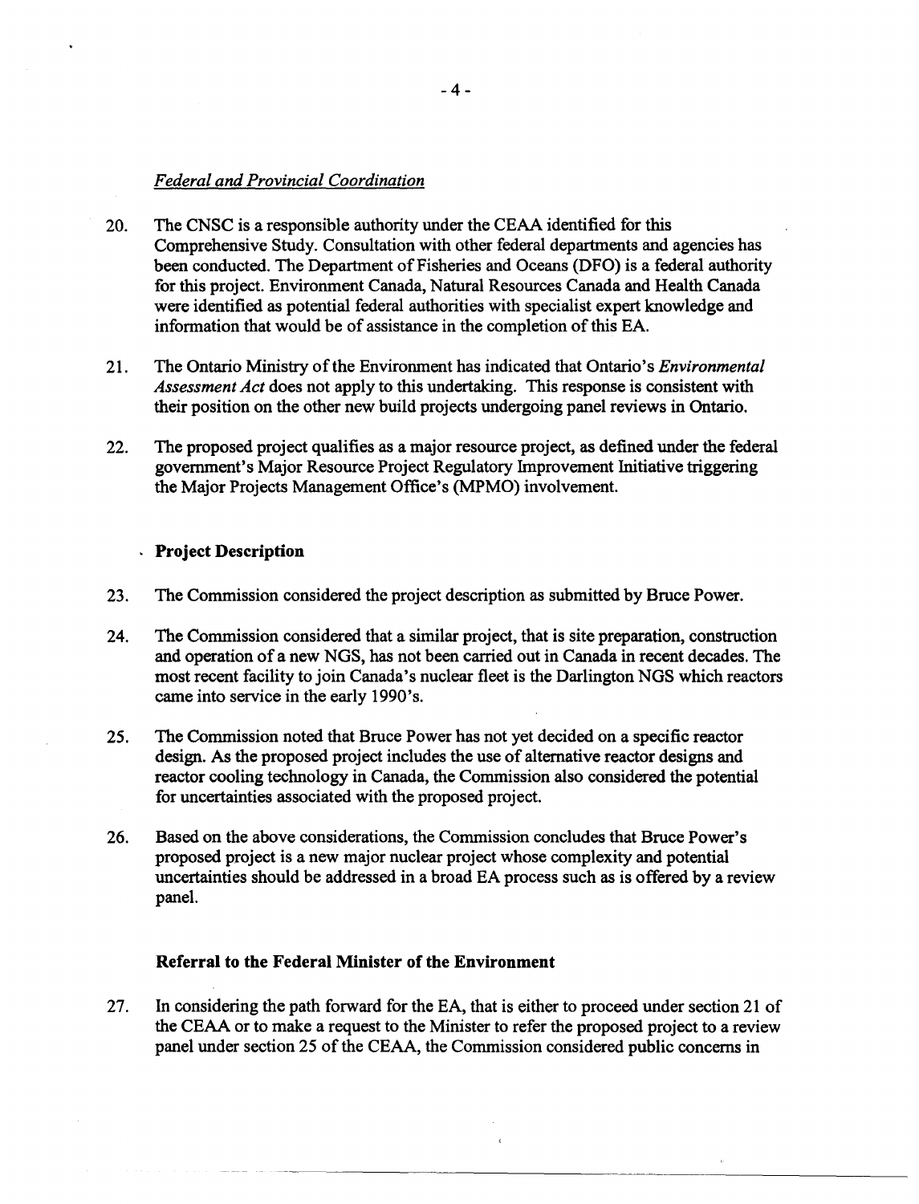*Federal and Provincial Coordination*

20. The CNSC is a responsible authority under the CEAA identified for this Comprehensive Study. Consultation with other federal departments and agencies has been conducted. The Department of Fisheries and Oceans (DFO) is a federal authority for this project. Environment Canada, Natural Resources Canada and Health Canada were identified as potential federal authorities with specialist expert knowledge and information that would be of assistance in the completion of this EA.

21. The Ontario Ministry of the Environment has indicated that Ontario's *Environmental Assessment Act* does not apply to this undertaking. This response is consistent with their position on the other new build projects undergoing panel reviews in Ontario.

22. The proposed project qualifies as a major resource project, as defined under the federal government's Major Resource Project Regulatory Improvement Initiative triggering the Major Projects Management Office's (MPMO) involvement.

**Project Description**

23. The Commission considered the project description as submitted by Bruce Power.

24. The Commission considered that a similar project, that is site preparation, construction and operation of a new NGS, has not been carried out in Canada in recent decades. The most recent facility to join Canada's nuclear fleet is the Darlington NGS which reactors came into service in the early 1990's.

25. The Commission noted that Bruce Power has not yet decided on a specific reactor design. As the proposed project includes the use of alternative reactor designs and reactor cooling technology in Canada, the Commission also considered the potential for uncertainties associated with the proposed project.

26. Based on the above considerations, the Commission concludes that Bruce Power's proposed project is a new major nuclear project whose complexity and potential uncertainties should be addressed in a broad EA process such as is offered by a review panel.

**Referral to the Federal Minister of the Environment**

27. In considering the path forward for the EA, that is either to proceed under section 21 of the CEAA or to make a request to the Minister to refer the proposed project to a review panel under section 25 of the CEAA, the Commission considered public concerns in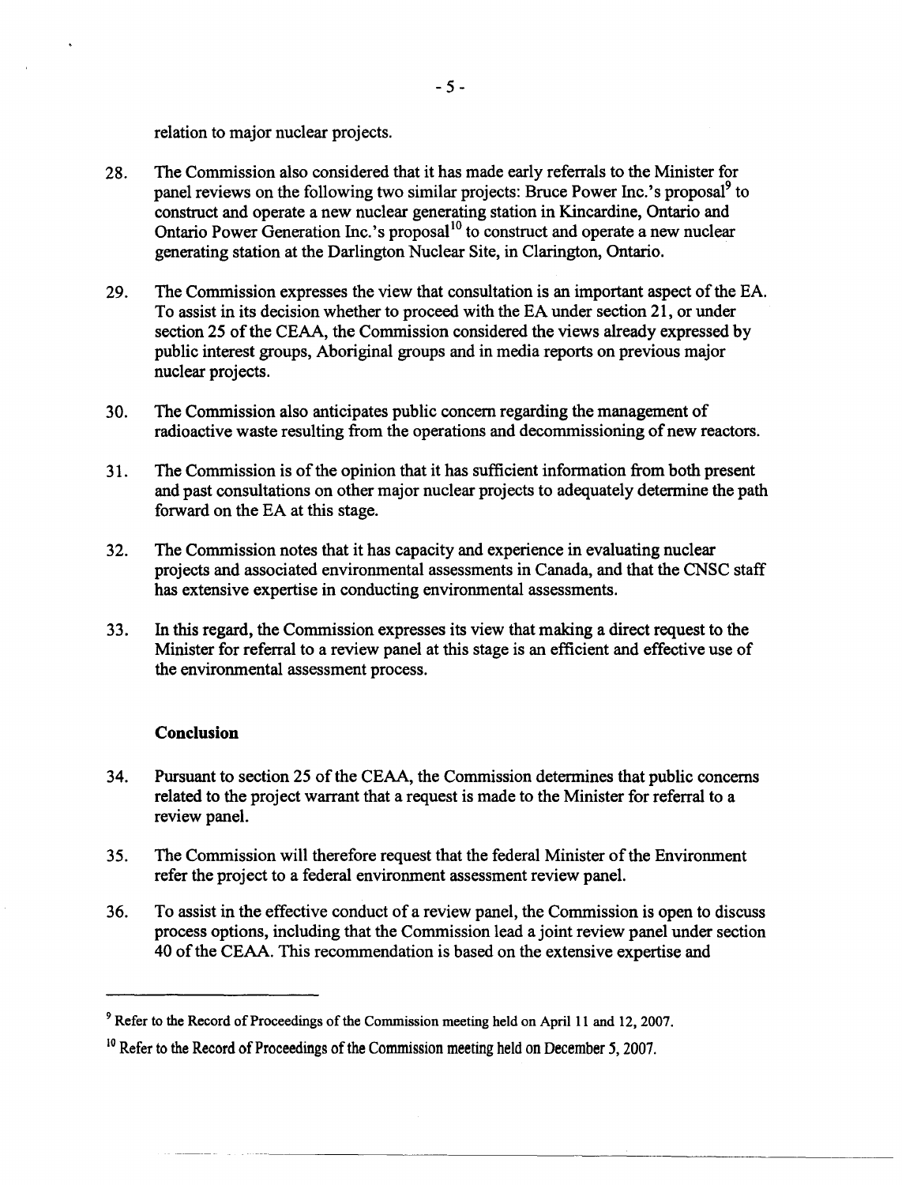relation to major nuclear projects.

28. The Commission also considered that it has made early referrals to the Minister for panel reviews on the following two similar projects: Bruce Power Inc.'s proposal[9] to construct and operate a new nuclear generating station in Kincardine, Ontario and Ontario Power Generation Inc.'s proposal[10] to construct and operate a new nuclear generating station at the Darlington Nuclear Site, in Clarington, Ontario.

29. The Commission expresses the view that consultation is an important aspect of the EA. To assist in its decision whether to proceed with the EA under section 21, or under section 25 of the CEAA, the Commission considered the views already expressed by public interest groups, Aboriginal groups and in media reports on previous major nuclear projects.

30. The Commission also anticipates public concern regarding the management of radioactive waste resulting from the operations and decommissioning of new reactors.

31. The Commission is of the opinion that it has sufficient information from both present and past consultations on other major nuclear projects to adequately determine the path forward on the EA at this stage.

32. The Commission notes that it has capacity and experience in evaluating nuclear projects and associated environmental assessments in Canada, and that the CNSC staff has extensive expertise in conducting environmental assessments.

33. In this regard, the Commission expresses its view that making a direct request to the Minister for referral to a review panel at this stage is an efficient and effective use of the environmental assessment process.

### Conclusion

34. Pursuant to section 25 of the CEAA, the Commission determines that public concerns related to the project warrant that a request is made to the Minister for referral to a review panel.

35. The Commission will therefore request that the federal Minister of the Environment refer the project to a federal environment assessment review panel.

36. To assist in the effective conduct of a review panel, the Commission is open to discuss process options, including that the Commission lead a joint review panel under section 40 of the CEAA. This recommendation is based on the extensive expertise and

---

[9] Refer to the Record of Proceedings of the Commission meeting held on April 11 and 12, 2007.

[10] Refer to the Record of Proceedings of the Commission meeting held on December 5, 2007.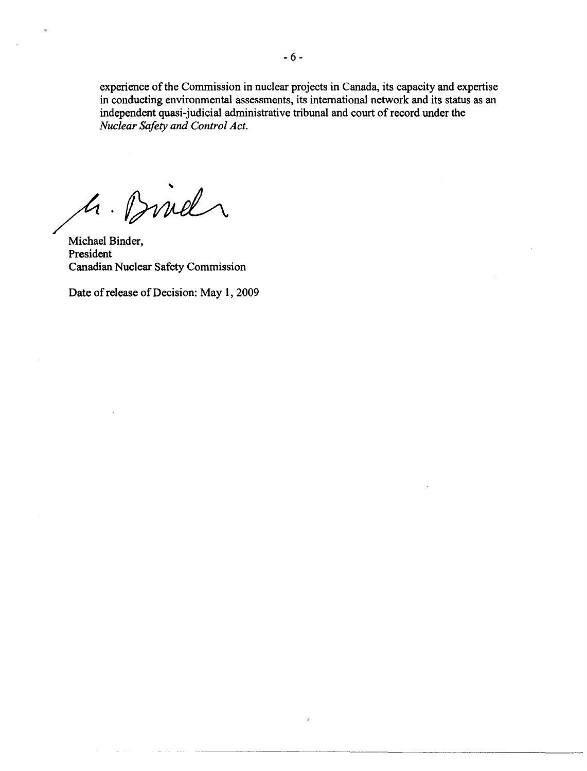experience of the Commission in nuclear projects in Canada, its capacity and expertise in conducting environmental assessments, its international network and its status as an independent quasi-judicial administrative tribunal and court of record under the *Nuclear Safety and Control Act.*

Michael Binder,
President
Canadian Nuclear Safety Commission

Date of release of Decision: May 1, 2009